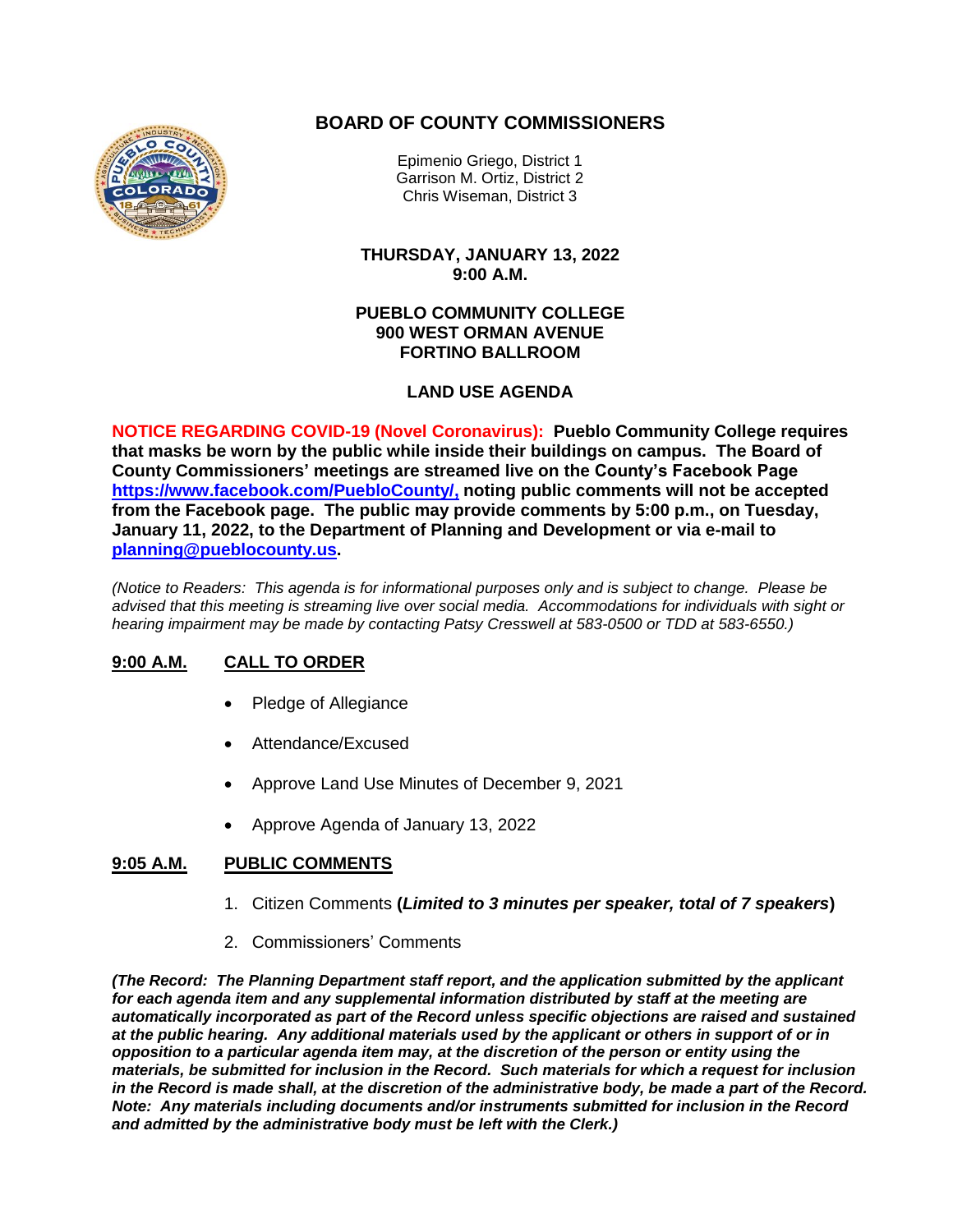# BOARD OF COUNTY COMMISSIONERS

Epimenio Griego, District 1
Garrison M. Ortiz, District 2
Chris Wiseman, District 3

**THURSDAY, JANUARY 13, 2022**
**9:00 A.M.**

**PUEBLO COMMUNITY COLLEGE**
**900 WEST ORMAN AVENUE**
**FORTINO BALLROOM**

## LAND USE AGENDA

**NOTICE REGARDING COVID-19 (Novel Coronavirus): Pueblo Community College requires that masks be worn by the public while inside their buildings on campus. The Board of County Commissioners' meetings are streamed live on the County's Facebook Page https://www.facebook.com/PuebloCounty/, noting public comments will not be accepted from the Facebook page. The public may provide comments by 5:00 p.m., on Tuesday, January 11, 2022, to the Department of Planning and Development or via e-mail to planning@pueblocounty.us.**

*(Notice to Readers: This agenda is for informational purposes only and is subject to change. Please be advised that this meeting is streaming live over social media. Accommodations for individuals with sight or hearing impairment may be made by contacting Patsy Cresswell at 583-0500 or TDD at 583-6550.)*

## 9:00 A.M. CALL TO ORDER

- Pledge of Allegiance
- Attendance/Excused
- Approve Land Use Minutes of December 9, 2021
- Approve Agenda of January 13, 2022

## 9:05 A.M. PUBLIC COMMENTS

1. Citizen Comments **(*Limited to 3 minutes per speaker, total of 7 speakers*)**
2. Commissioners' Comments

***(The Record: The Planning Department staff report, and the application submitted by the applicant for each agenda item and any supplemental information distributed by staff at the meeting are automatically incorporated as part of the Record unless specific objections are raised and sustained at the public hearing. Any additional materials used by the applicant or others in support of or in opposition to a particular agenda item may, at the discretion of the person or entity using the materials, be submitted for inclusion in the Record. Such materials for which a request for inclusion in the Record is made shall, at the discretion of the administrative body, be made a part of the Record. Note: Any materials including documents and/or instruments submitted for inclusion in the Record and admitted by the administrative body must be left with the Clerk.)***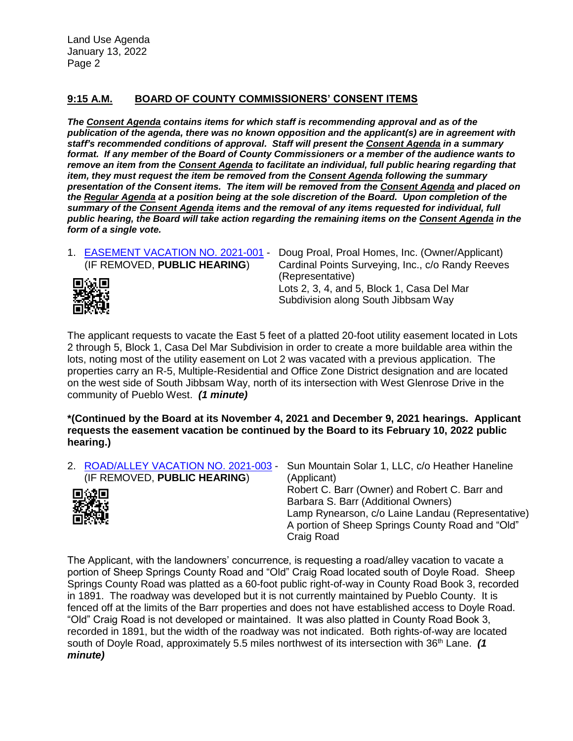## 9:15 A.M. BOARD OF COUNTY COMMISSIONERS' CONSENT ITEMS

***The Consent Agenda contains items for which staff is recommending approval and as of the publication of the agenda, there was no known opposition and the applicant(s) are in agreement with staff's recommended conditions of approval. Staff will present the Consent Agenda in a summary format. If any member of the Board of County Commissioners or a member of the audience wants to remove an item from the Consent Agenda to facilitate an individual, full public hearing regarding that item, they must request the item be removed from the Consent Agenda following the summary presentation of the Consent items. The item will be removed from the Consent Agenda and placed on the Regular Agenda at a position being at the sole discretion of the Board. Upon completion of the summary of the Consent Agenda items and the removal of any items requested for individual, full public hearing, the Board will take action regarding the remaining items on the Consent Agenda in the form of a single vote.***

1. EASEMENT VACATION NO. 2021-001 - (IF REMOVED, **PUBLIC HEARING**)

   Doug Proal, Proal Homes, Inc. (Owner/Applicant)
   Cardinal Points Surveying, Inc., c/o Randy Reeves (Representative)
   Lots 2, 3, 4, and 5, Block 1, Casa Del Mar Subdivision along South Jibbsam Way

The applicant requests to vacate the East 5 feet of a platted 20-foot utility easement located in Lots 2 through 5, Block 1, Casa Del Mar Subdivision in order to create a more buildable area within the lots, noting most of the utility easement on Lot 2 was vacated with a previous application. The properties carry an R-5, Multiple-Residential and Office Zone District designation and are located on the west side of South Jibbsam Way, north of its intersection with West Glenrose Drive in the community of Pueblo West. ***(1 minute)***

**\*(Continued by the Board at its November 4, 2021 and December 9, 2021 hearings. Applicant requests the easement vacation be continued by the Board to its February 10, 2022 public hearing.)**

2. ROAD/ALLEY VACATION NO. 2021-003 - (IF REMOVED, **PUBLIC HEARING**)

   Sun Mountain Solar 1, LLC, c/o Heather Haneline (Applicant)
   Robert C. Barr (Owner) and Robert C. Barr and Barbara S. Barr (Additional Owners)
   Lamp Rynearson, c/o Laine Landau (Representative)
   A portion of Sheep Springs County Road and "Old" Craig Road

The Applicant, with the landowners' concurrence, is requesting a road/alley vacation to vacate a portion of Sheep Springs County Road and "Old" Craig Road located south of Doyle Road. Sheep Springs County Road was platted as a 60-foot public right-of-way in County Road Book 3, recorded in 1891. The roadway was developed but it is not currently maintained by Pueblo County. It is fenced off at the limits of the Barr properties and does not have established access to Doyle Road. "Old" Craig Road is not developed or maintained. It was also platted in County Road Book 3, recorded in 1891, but the width of the roadway was not indicated. Both rights-of-way are located south of Doyle Road, approximately 5.5 miles northwest of its intersection with 36th Lane. ***(1 minute)***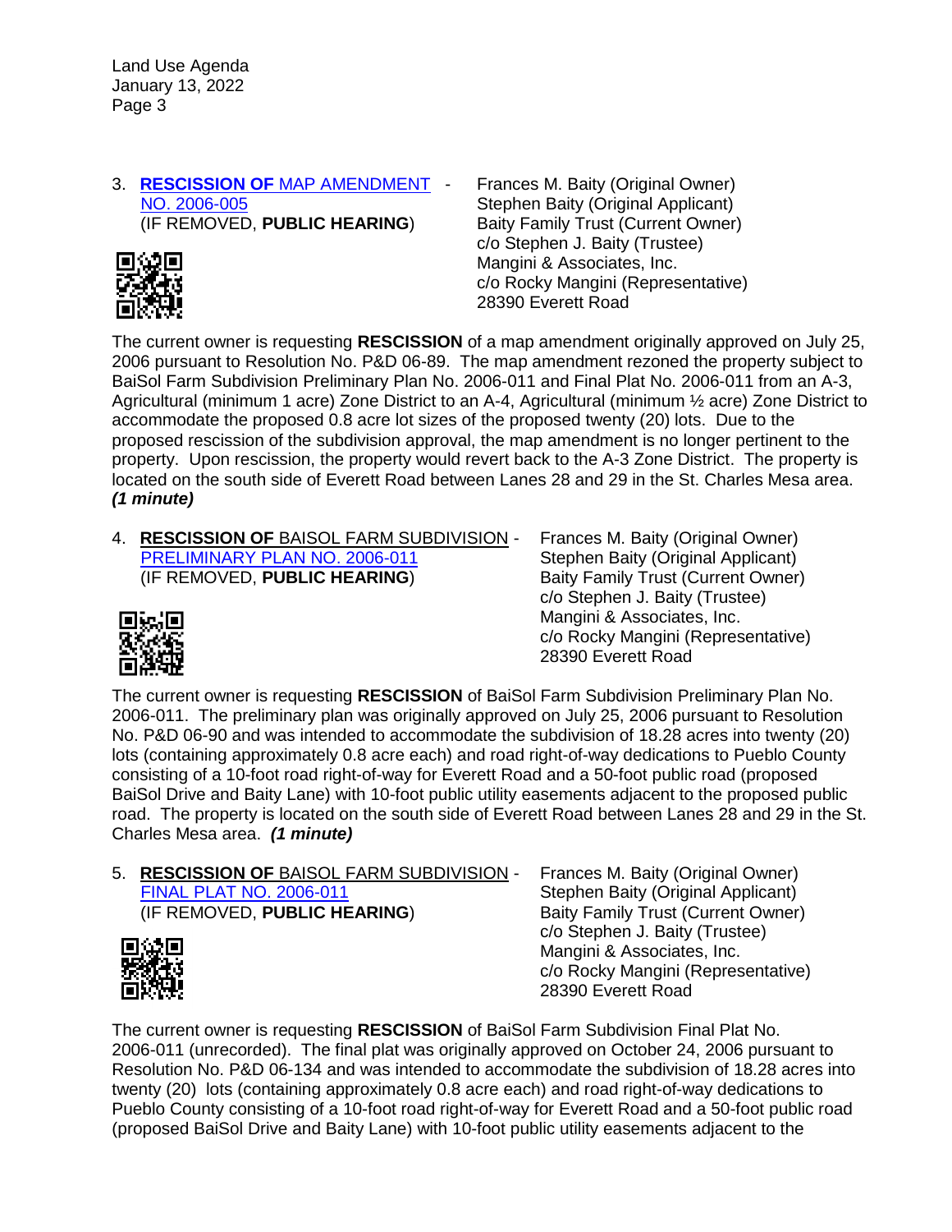3. **RESCISSION OF** MAP AMENDMENT NO. 2006-005 - (IF REMOVED, **PUBLIC HEARING**)

Frances M. Baity (Original Owner)
Stephen Baity (Original Applicant)
Baity Family Trust (Current Owner)
c/o Stephen J. Baity (Trustee)
Mangini & Associates, Inc.
c/o Rocky Mangini (Representative)
28390 Everett Road

The current owner is requesting **RESCISSION** of a map amendment originally approved on July 25, 2006 pursuant to Resolution No. P&D 06-89. The map amendment rezoned the property subject to BaiSol Farm Subdivision Preliminary Plan No. 2006-011 and Final Plat No. 2006-011 from an A-3, Agricultural (minimum 1 acre) Zone District to an A-4, Agricultural (minimum ½ acre) Zone District to accommodate the proposed 0.8 acre lot sizes of the proposed twenty (20) lots. Due to the proposed rescission of the subdivision approval, the map amendment is no longer pertinent to the property. Upon rescission, the property would revert back to the A-3 Zone District. The property is located on the south side of Everett Road between Lanes 28 and 29 in the St. Charles Mesa area. ***(1 minute)***

4. **RESCISSION OF** BAISOL FARM SUBDIVISION - PRELIMINARY PLAN NO. 2006-011 (IF REMOVED, **PUBLIC HEARING**)

Frances M. Baity (Original Owner)
Stephen Baity (Original Applicant)
Baity Family Trust (Current Owner)
c/o Stephen J. Baity (Trustee)
Mangini & Associates, Inc.
c/o Rocky Mangini (Representative)
28390 Everett Road

The current owner is requesting **RESCISSION** of BaiSol Farm Subdivision Preliminary Plan No. 2006-011. The preliminary plan was originally approved on July 25, 2006 pursuant to Resolution No. P&D 06-90 and was intended to accommodate the subdivision of 18.28 acres into twenty (20) lots (containing approximately 0.8 acre each) and road right-of-way dedications to Pueblo County consisting of a 10-foot road right-of-way for Everett Road and a 50-foot public road (proposed BaiSol Drive and Baity Lane) with 10-foot public utility easements adjacent to the proposed public road. The property is located on the south side of Everett Road between Lanes 28 and 29 in the St. Charles Mesa area. ***(1 minute)***

5. **RESCISSION OF** BAISOL FARM SUBDIVISION - FINAL PLAT NO. 2006-011 (IF REMOVED, **PUBLIC HEARING**)

Frances M. Baity (Original Owner)
Stephen Baity (Original Applicant)
Baity Family Trust (Current Owner)
c/o Stephen J. Baity (Trustee)
Mangini & Associates, Inc.
c/o Rocky Mangini (Representative)
28390 Everett Road

The current owner is requesting **RESCISSION** of BaiSol Farm Subdivision Final Plat No. 2006-011 (unrecorded). The final plat was originally approved on October 24, 2006 pursuant to Resolution No. P&D 06-134 and was intended to accommodate the subdivision of 18.28 acres into twenty (20) lots (containing approximately 0.8 acre each) and road right-of-way dedications to Pueblo County consisting of a 10-foot road right-of-way for Everett Road and a 50-foot public road (proposed BaiSol Drive and Baity Lane) with 10-foot public utility easements adjacent to the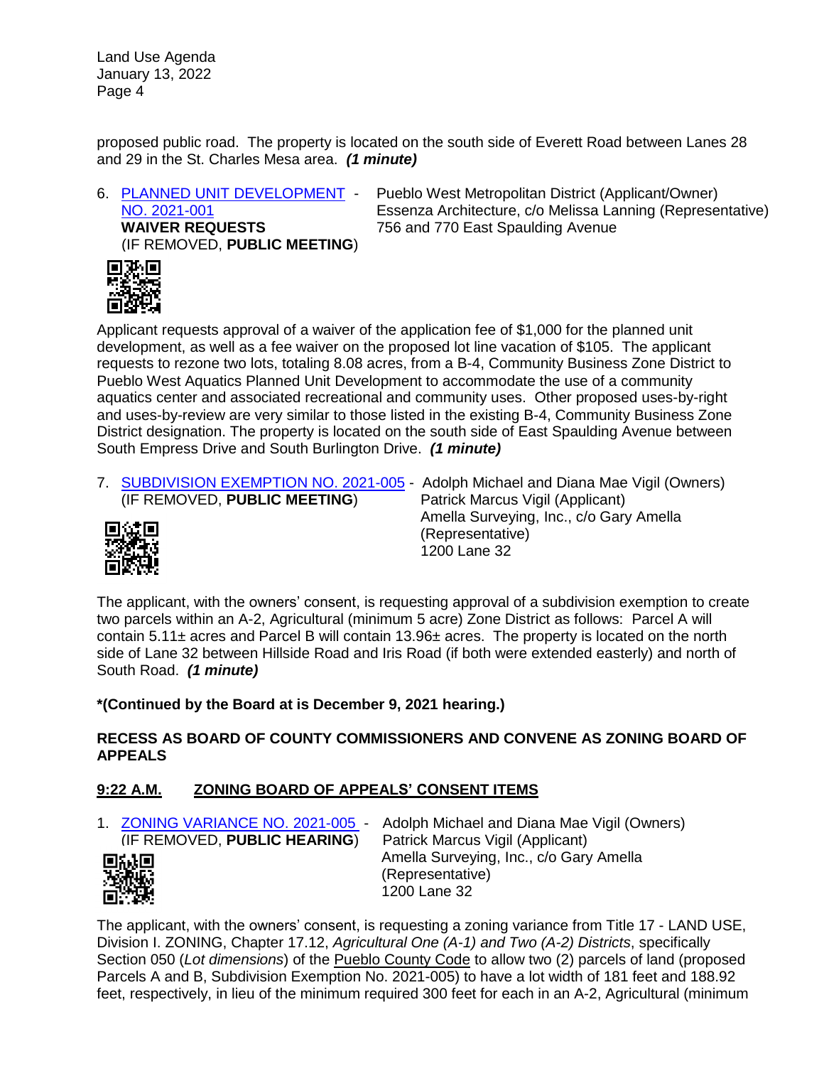proposed public road. The property is located on the south side of Everett Road between Lanes 28 and 29 in the St. Charles Mesa area. ***(1 minute)***

6. [PLANNED UNIT DEVELOPMENT NO. 2021-001](#) - Pueblo West Metropolitan District (Applicant/Owner)
   **WAIVER REQUESTS** Essenza Architecture, c/o Melissa Lanning (Representative)
   (IF REMOVED, **PUBLIC MEETING**) 756 and 770 East Spaulding Avenue

Applicant requests approval of a waiver of the application fee of $1,000 for the planned unit development, as well as a fee waiver on the proposed lot line vacation of $105. The applicant requests to rezone two lots, totaling 8.08 acres, from a B-4, Community Business Zone District to Pueblo West Aquatics Planned Unit Development to accommodate the use of a community aquatics center and associated recreational and community uses. Other proposed uses-by-right and uses-by-review are very similar to those listed in the existing B-4, Community Business Zone District designation. The property is located on the south side of East Spaulding Avenue between South Empress Drive and South Burlington Drive. ***(1 minute)***

7. [SUBDIVISION EXEMPTION NO. 2021-005](#) - Adolph Michael and Diana Mae Vigil (Owners)
   (IF REMOVED, **PUBLIC MEETING**) Patrick Marcus Vigil (Applicant)
   Amella Surveying, Inc., c/o Gary Amella (Representative)
   1200 Lane 32

The applicant, with the owners' consent, is requesting approval of a subdivision exemption to create two parcels within an A-2, Agricultural (minimum 5 acre) Zone District as follows: Parcel A will contain 5.11± acres and Parcel B will contain 13.96± acres. The property is located on the north side of Lane 32 between Hillside Road and Iris Road (if both were extended easterly) and north of South Road. ***(1 minute)***

**\*(Continued by the Board at is December 9, 2021 hearing.)**

**RECESS AS BOARD OF COUNTY COMMISSIONERS AND CONVENE AS ZONING BOARD OF APPEALS**

**<u>9:22 A.M. ZONING BOARD OF APPEALS' CONSENT ITEMS</u>**

1. [ZONING VARIANCE NO. 2021-005](#) - Adolph Michael and Diana Mae Vigil (Owners)
   (IF REMOVED, **PUBLIC HEARING**) Patrick Marcus Vigil (Applicant)
   Amella Surveying, Inc., c/o Gary Amella (Representative)
   1200 Lane 32

The applicant, with the owners' consent, is requesting a zoning variance from Title 17 - LAND USE, Division I. ZONING, Chapter 17.12, *Agricultural One (A-1) and Two (A-2) Districts*, specifically Section 050 (*Lot dimensions*) of the <u>Pueblo County Code</u> to allow two (2) parcels of land (proposed Parcels A and B, Subdivision Exemption No. 2021-005) to have a lot width of 181 feet and 188.92 feet, respectively, in lieu of the minimum required 300 feet for each in an A-2, Agricultural (minimum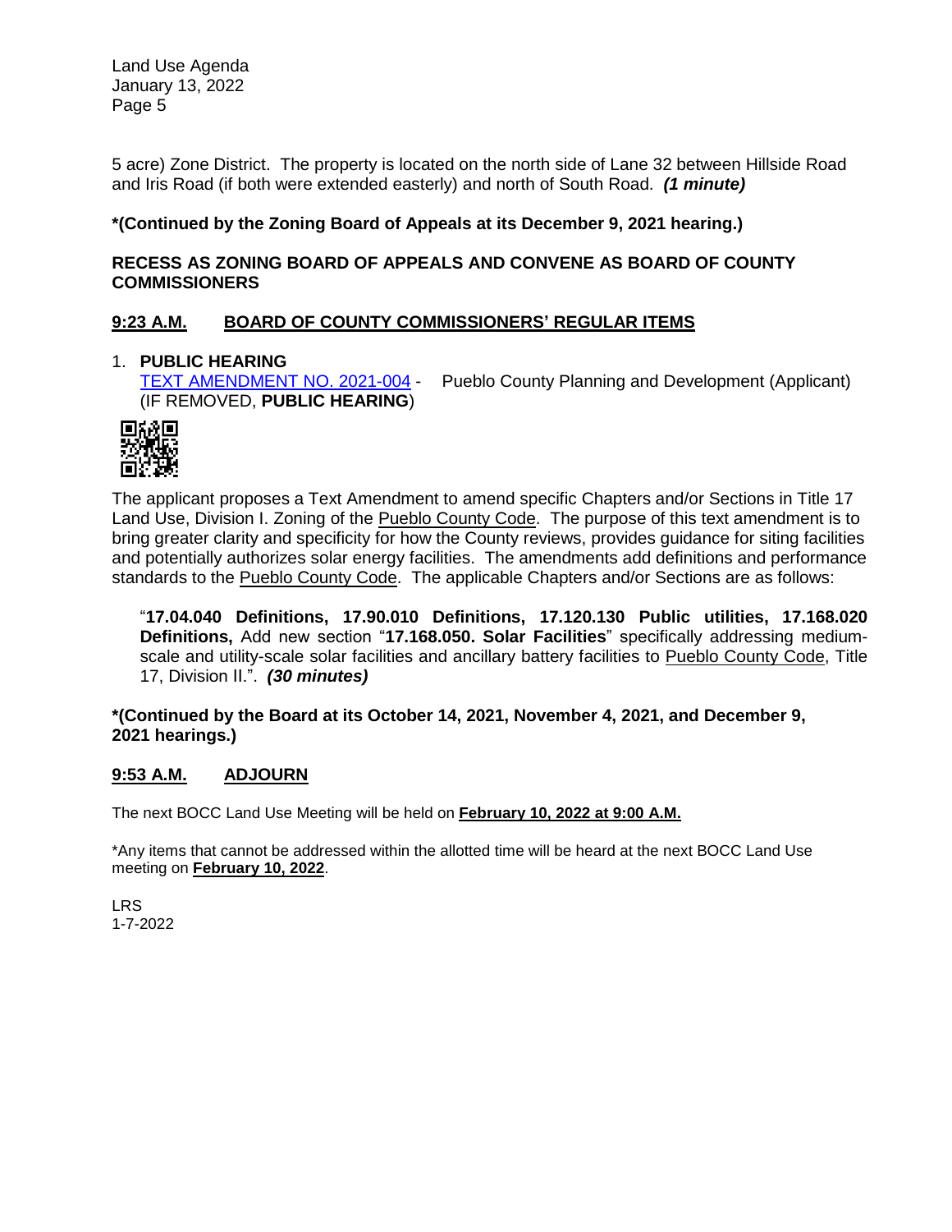5 acre) Zone District. The property is located on the north side of Lane 32 between Hillside Road and Iris Road (if both were extended easterly) and north of South Road. ***(1 minute)***

**\*(Continued by the Zoning Board of Appeals at its December 9, 2021 hearing.)**

**RECESS AS ZONING BOARD OF APPEALS AND CONVENE AS BOARD OF COUNTY COMMISSIONERS**

## 9:23 A.M. BOARD OF COUNTY COMMISSIONERS' REGULAR ITEMS

1. **PUBLIC HEARING**
   TEXT AMENDMENT NO. 2021-004 - Pueblo County Planning and Development (Applicant) (IF REMOVED, **PUBLIC HEARING**)

The applicant proposes a Text Amendment to amend specific Chapters and/or Sections in Title 17 Land Use, Division I. Zoning of the Pueblo County Code. The purpose of this text amendment is to bring greater clarity and specificity for how the County reviews, provides guidance for siting facilities and potentially authorizes solar energy facilities. The amendments add definitions and performance standards to the Pueblo County Code. The applicable Chapters and/or Sections are as follows:

> "**17.04.040 Definitions, 17.90.010 Definitions, 17.120.130 Public utilities, 17.168.020 Definitions,** Add new section "**17.168.050. Solar Facilities**" specifically addressing medium-scale and utility-scale solar facilities and ancillary battery facilities to Pueblo County Code, Title 17, Division II.". ***(30 minutes)***

**\*(Continued by the Board at its October 14, 2021, November 4, 2021, and December 9, 2021 hearings.)**

## 9:53 A.M. ADJOURN

The next BOCC Land Use Meeting will be held on **February 10, 2022 at 9:00 A.M.**

\*Any items that cannot be addressed within the allotted time will be heard at the next BOCC Land Use meeting on **February 10, 2022**.

LRS
1-7-2022